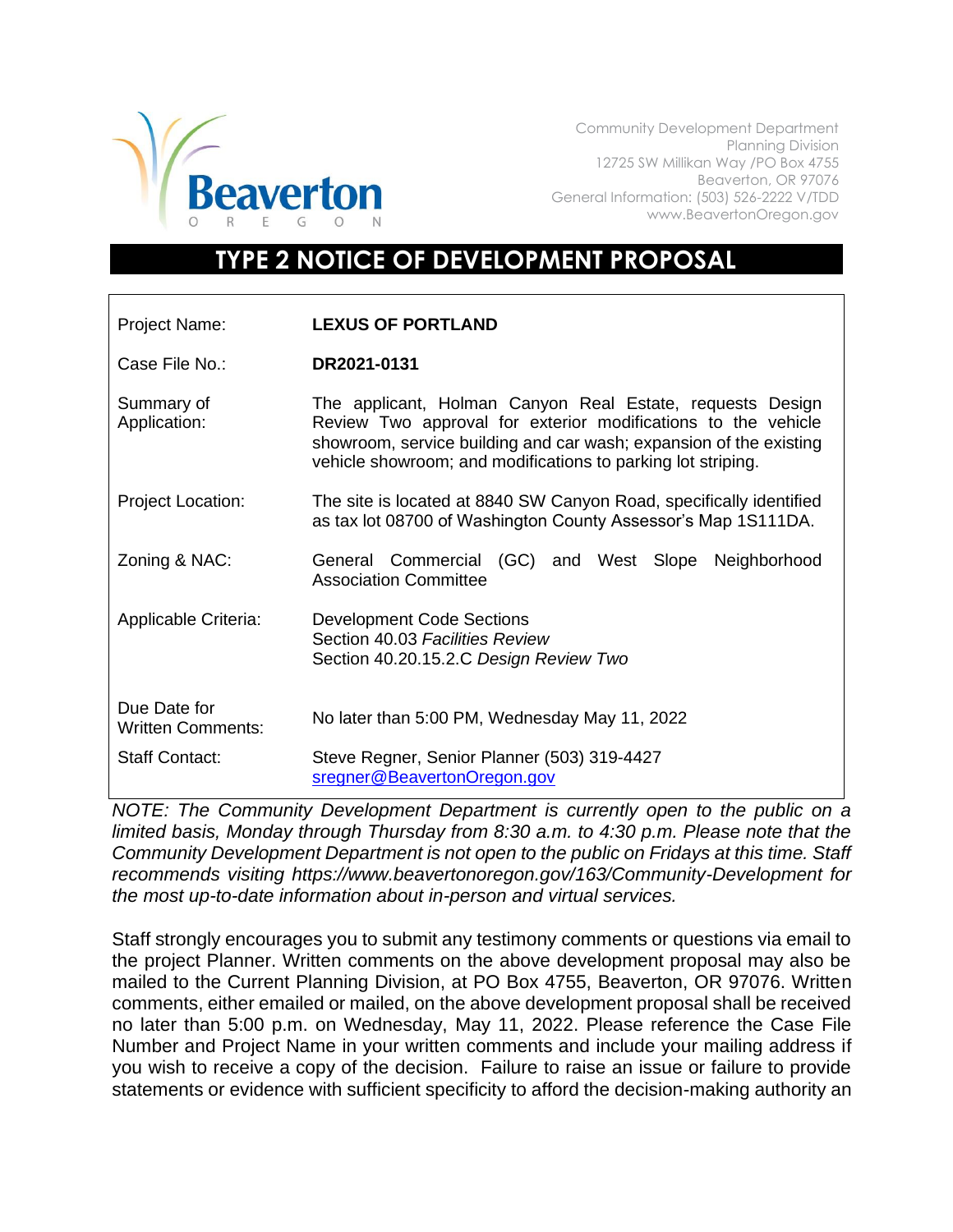Beaverton
O R E G O N

Community Development Department
Planning Division
12725 SW Millikan Way /PO Box 4755
Beaverton, OR 97076
General Information: (503) 526-2222 V/TDD
www.BeavertonOregon.gov

# TYPE 2 NOTICE OF DEVELOPMENT PROPOSAL

| | |
|---|---|
| Project Name: | **LEXUS OF PORTLAND** |
| Case File No.: | **DR2021-0131** |
| Summary of Application: | The applicant, Holman Canyon Real Estate, requests Design Review Two approval for exterior modifications to the vehicle showroom, service building and car wash; expansion of the existing vehicle showroom; and modifications to parking lot striping. |
| Project Location: | The site is located at 8840 SW Canyon Road, specifically identified as tax lot 08700 of Washington County Assessor's Map 1S111DA. |
| Zoning & NAC: | General Commercial (GC) and West Slope Neighborhood Association Committee |
| Applicable Criteria: | Development Code Sections<br>Section 40.03 *Facilities Review*<br>Section 40.20.15.2.C *Design Review Two* |
| Due Date for Written Comments: | No later than 5:00 PM, Wednesday May 11, 2022 |
| Staff Contact: | Steve Regner, Senior Planner (503) 319-4427<br>sregner@BeavertonOregon.gov |

*NOTE: The Community Development Department is currently open to the public on a limited basis, Monday through Thursday from 8:30 a.m. to 4:30 p.m. Please note that the Community Development Department is not open to the public on Fridays at this time. Staff recommends visiting https://www.beavertonoregon.gov/163/Community-Development for the most up-to-date information about in-person and virtual services.*

Staff strongly encourages you to submit any testimony comments or questions via email to the project Planner. Written comments on the above development proposal may also be mailed to the Current Planning Division, at PO Box 4755, Beaverton, OR 97076. Written comments, either emailed or mailed, on the above development proposal shall be received no later than 5:00 p.m. on Wednesday, May 11, 2022. Please reference the Case File Number and Project Name in your written comments and include your mailing address if you wish to receive a copy of the decision. Failure to raise an issue or failure to provide statements or evidence with sufficient specificity to afford the decision-making authority an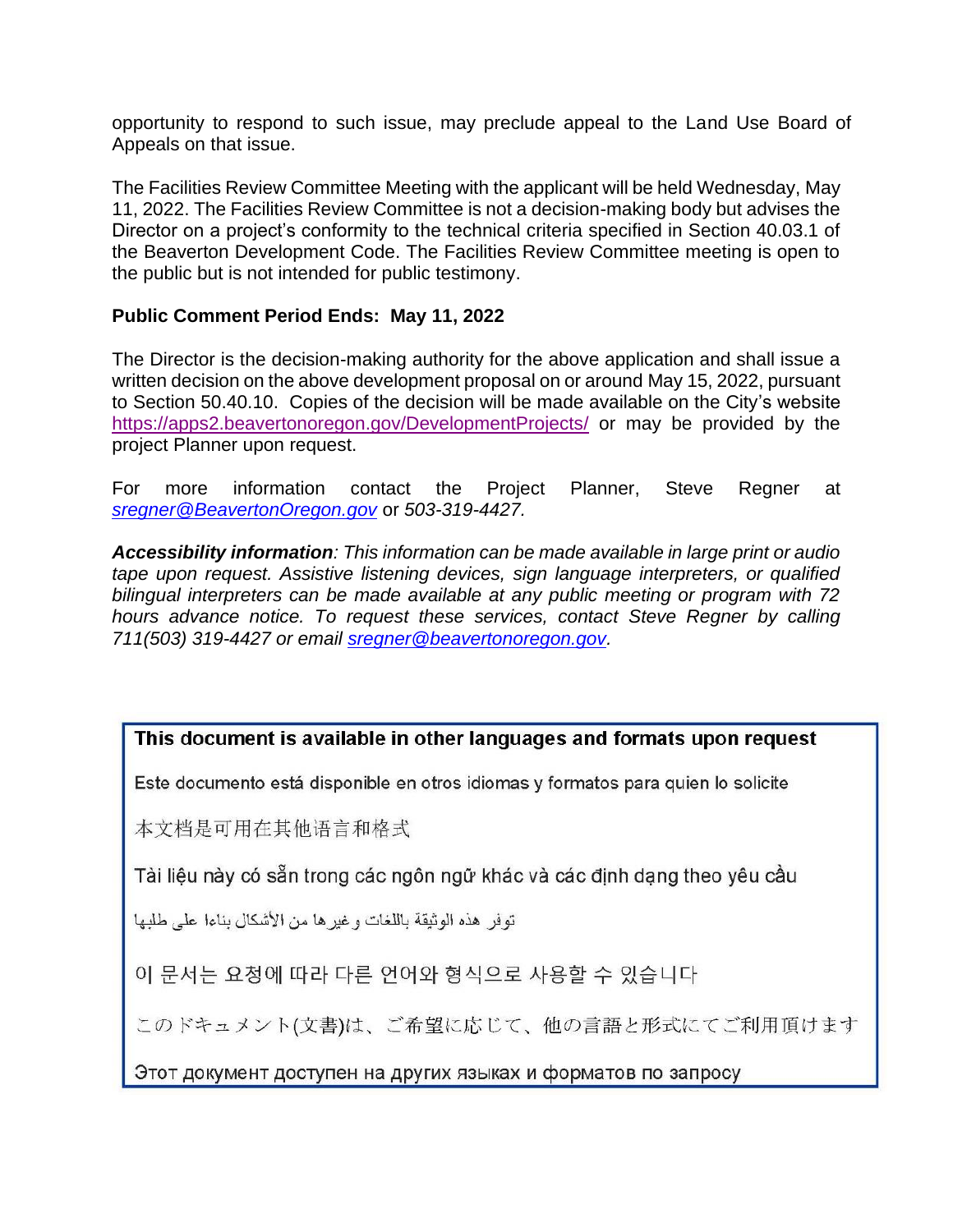opportunity to respond to such issue, may preclude appeal to the Land Use Board of Appeals on that issue.

The Facilities Review Committee Meeting with the applicant will be held Wednesday, May 11, 2022. The Facilities Review Committee is not a decision-making body but advises the Director on a project's conformity to the technical criteria specified in Section 40.03.1 of the Beaverton Development Code. The Facilities Review Committee meeting is open to the public but is not intended for public testimony.

**Public Comment Period Ends: May 11, 2022**

The Director is the decision-making authority for the above application and shall issue a written decision on the above development proposal on or around May 15, 2022, pursuant to Section 50.40.10. Copies of the decision will be made available on the City's website https://apps2.beavertonoregon.gov/DevelopmentProjects/ or may be provided by the project Planner upon request.

For more information contact the Project Planner, Steve Regner at *sregner@BeavertonOregon.gov* or *503-319-4427.*

***Accessibility information**: This information can be made available in large print or audio tape upon request. Assistive listening devices, sign language interpreters, or qualified bilingual interpreters can be made available at any public meeting or program with 72 hours advance notice. To request these services, contact Steve Regner by calling 711(503) 319-4427 or email sregner@beavertonoregon.gov.*

**This document is available in other languages and formats upon request**

Este documento está disponible en otros idiomas y formatos para quien lo solicite

本文档是可用在其他语言和格式

Tài liệu này có sẵn trong các ngôn ngữ khác và các định dạng theo yêu cầu

توفر هذه الوثيقة باللغات وغيرها من الأشكال بناءا على طلبها

이 문서는 요청에 따라 다른 언어와 형식으로 사용할 수 있습니다

このドキュメント(文書)は、ご希望に応じて、他の言語と形式にてご利用頂けます

Этот документ доступен на других языках и форматов по запросу